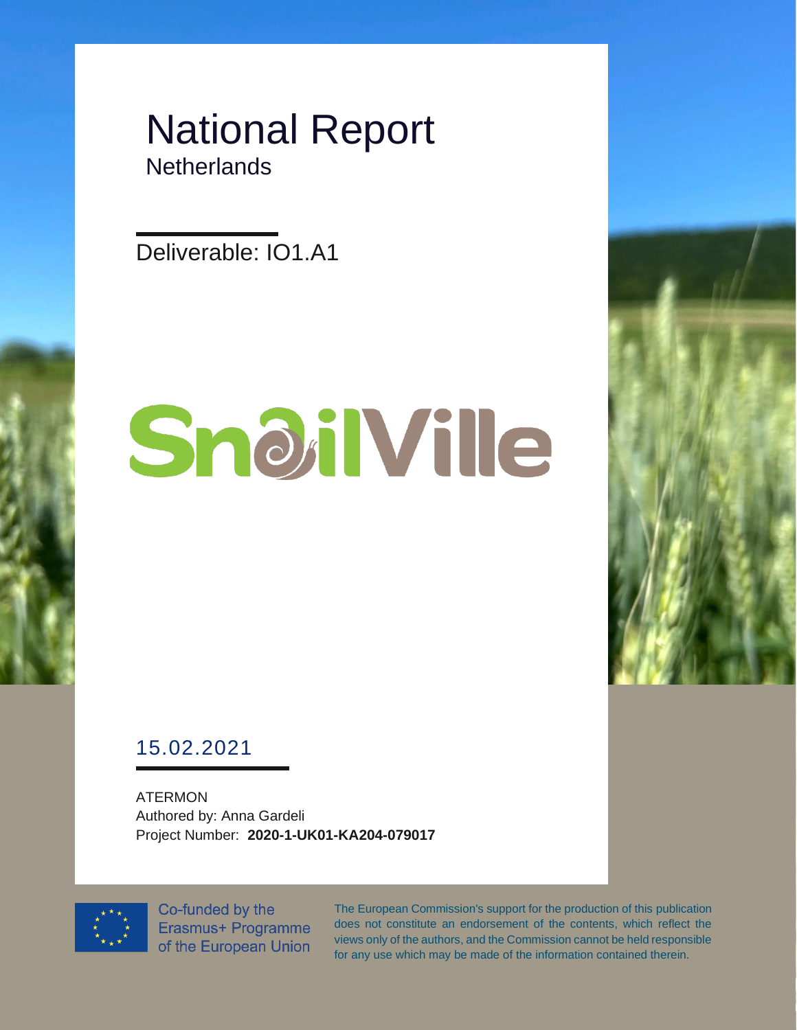# National Report

## Netherlands

Deliverable: IO1.A1

SnailVille

15.02.2021

ATERMON
Authored by: Anna Gardeli
Project Number: **2020-1-UK01-KA204-079017**

Co-funded by the Erasmus+ Programme of the European Union

The European Commission's support for the production of this publication does not constitute an endorsement of the contents, which reflect the views only of the authors, and the Commission cannot be held responsible for any use which may be made of the information contained therein.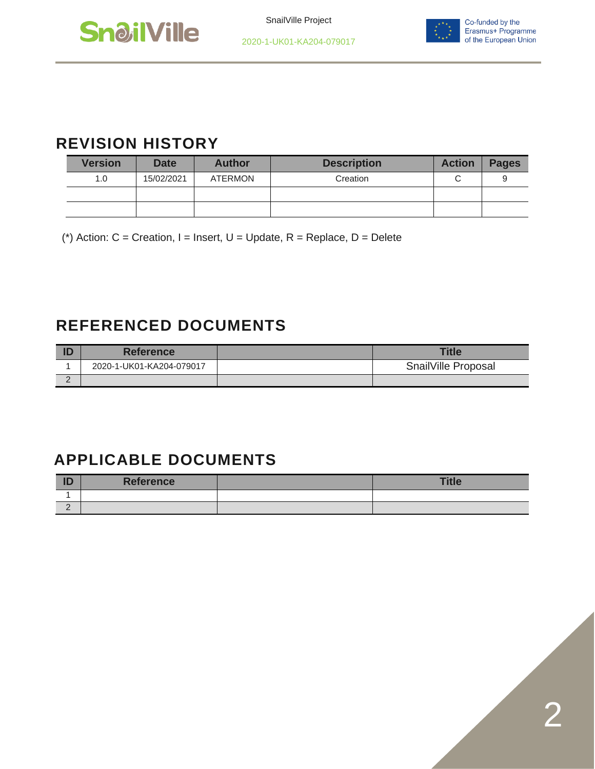## REVISION HISTORY

| Version | Date | Author | Description | Action | Pages |
|---|---|---|---|---|---|
| 1.0 | 15/02/2021 | ATERMON | Creation | C | 9 |
| | | | | | |
| | | | | | |

(*) Action: C = Creation, I = Insert, U = Update, R = Replace, D = Delete

## REFERENCED DOCUMENTS

| ID | Reference | | Title |
|---|---|---|---|
| 1 | 2020-1-UK01-KA204-079017 | | SnailVille Proposal |
| 2 | | | |

## APPLICABLE DOCUMENTS

| ID | Reference | | Title |
|---|---|---|---|
| 1 | | | |
| 2 | | | |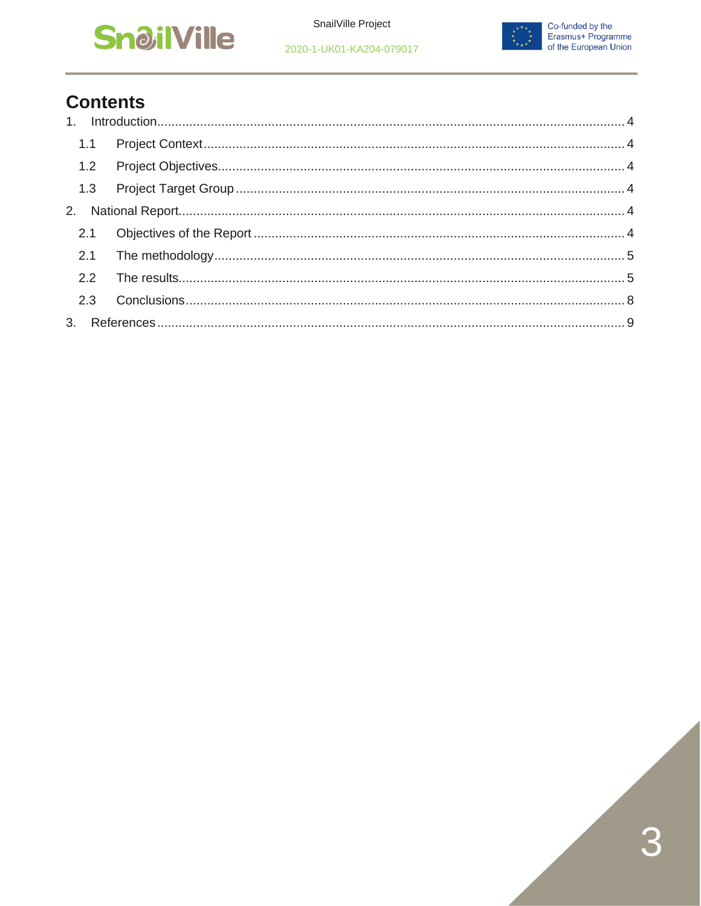# Contents

1. Introduction ... 4
   - 1.1 Project Context ... 4
   - 1.2 Project Objectives ... 4
   - 1.3 Project Target Group ... 4
2. National Report ... 4
   - 2.1 Objectives of the Report ... 4
   - 2.1 The methodology ... 5
   - 2.2 The results ... 5
   - 2.3 Conclusions ... 8
3. References ... 9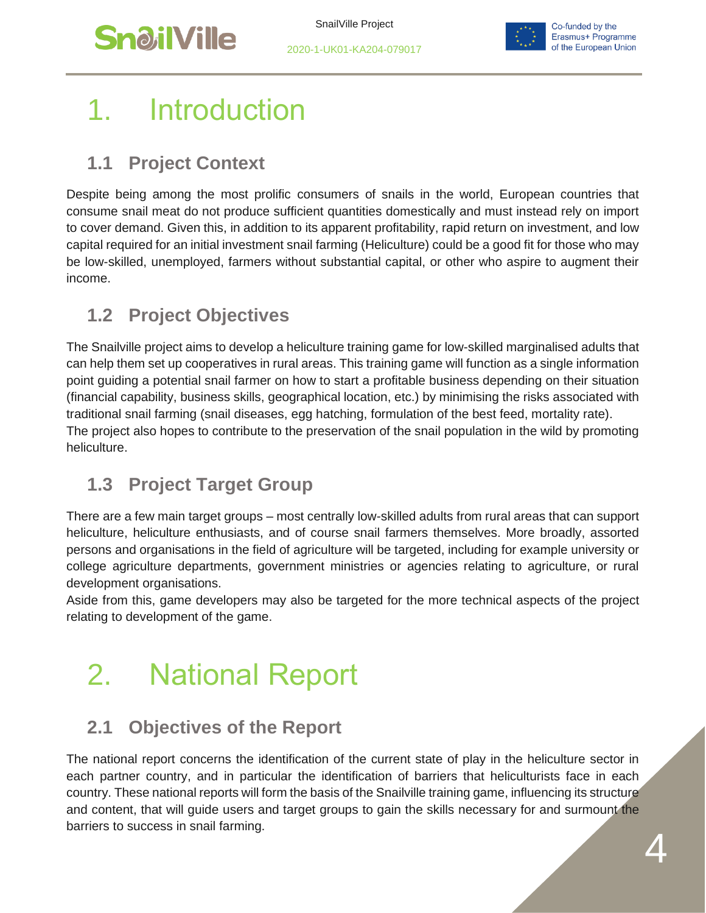# 1. Introduction

## 1.1 Project Context

Despite being among the most prolific consumers of snails in the world, European countries that consume snail meat do not produce sufficient quantities domestically and must instead rely on import to cover demand. Given this, in addition to its apparent profitability, rapid return on investment, and low capital required for an initial investment snail farming (Heliculture) could be a good fit for those who may be low-skilled, unemployed, farmers without substantial capital, or other who aspire to augment their income.

## 1.2 Project Objectives

The Snailville project aims to develop a heliculture training game for low-skilled marginalised adults that can help them set up cooperatives in rural areas. This training game will function as a single information point guiding a potential snail farmer on how to start a profitable business depending on their situation (financial capability, business skills, geographical location, etc.) by minimising the risks associated with traditional snail farming (snail diseases, egg hatching, formulation of the best feed, mortality rate).
The project also hopes to contribute to the preservation of the snail population in the wild by promoting heliculture.

## 1.3 Project Target Group

There are a few main target groups – most centrally low-skilled adults from rural areas that can support heliculture, heliculture enthusiasts, and of course snail farmers themselves. More broadly, assorted persons and organisations in the field of agriculture will be targeted, including for example university or college agriculture departments, government ministries or agencies relating to agriculture, or rural development organisations.
Aside from this, game developers may also be targeted for the more technical aspects of the project relating to development of the game.

# 2. National Report

## 2.1 Objectives of the Report

The national report concerns the identification of the current state of play in the heliculture sector in each partner country, and in particular the identification of barriers that heliculturists face in each country. These national reports will form the basis of the Snailville training game, influencing its structure and content, that will guide users and target groups to gain the skills necessary for and surmount the barriers to success in snail farming.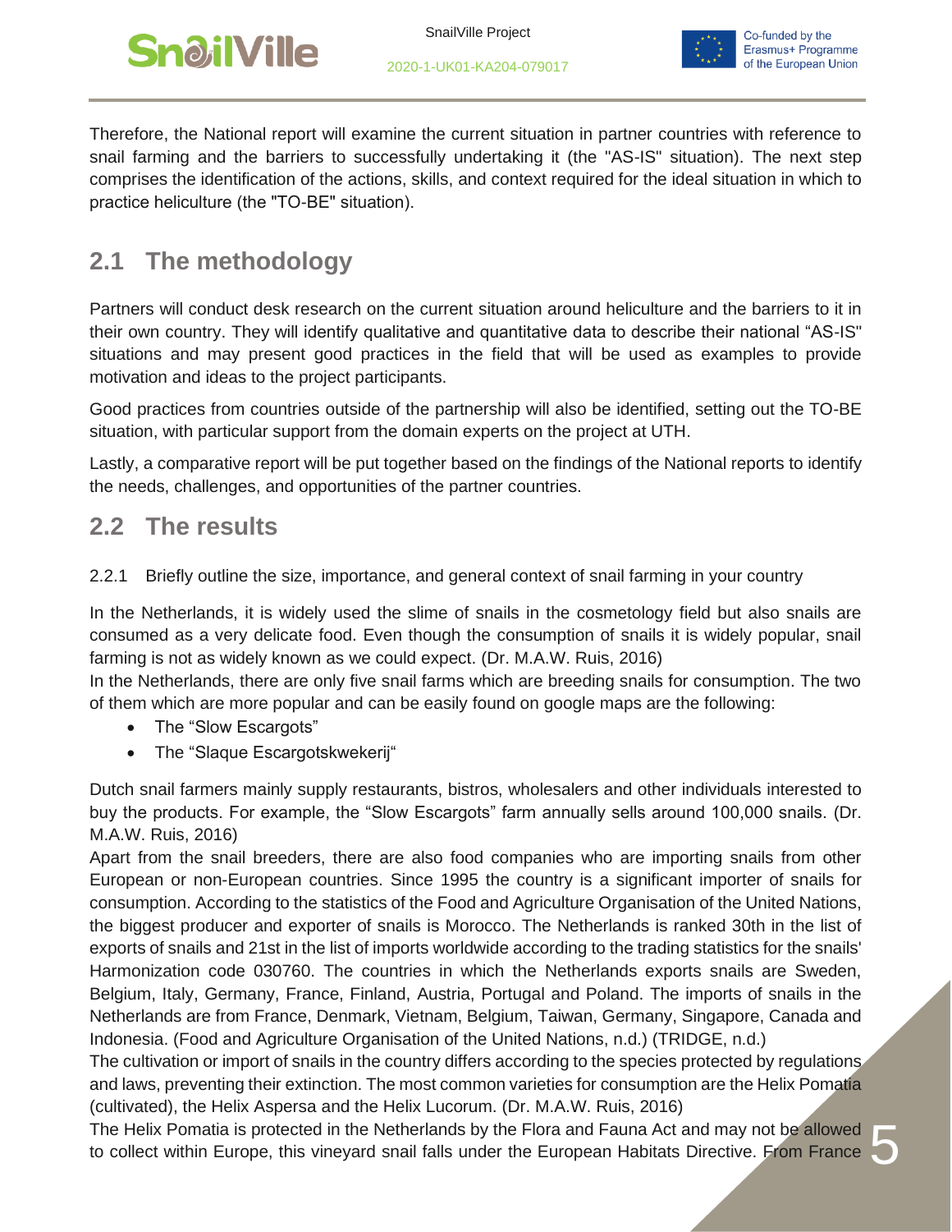Therefore, the National report will examine the current situation in partner countries with reference to snail farming and the barriers to successfully undertaking it (the "AS-IS" situation). The next step comprises the identification of the actions, skills, and context required for the ideal situation in which to practice heliculture (the "TO-BE" situation).

## 2.1 The methodology

Partners will conduct desk research on the current situation around heliculture and the barriers to it in their own country. They will identify qualitative and quantitative data to describe their national "AS-IS" situations and may present good practices in the field that will be used as examples to provide motivation and ideas to the project participants.

Good practices from countries outside of the partnership will also be identified, setting out the TO-BE situation, with particular support from the domain experts on the project at UTH.

Lastly, a comparative report will be put together based on the findings of the National reports to identify the needs, challenges, and opportunities of the partner countries.

## 2.2 The results

### 2.2.1 Briefly outline the size, importance, and general context of snail farming in your country

In the Netherlands, it is widely used the slime of snails in the cosmetology field but also snails are consumed as a very delicate food. Even though the consumption of snails it is widely popular, snail farming is not as widely known as we could expect. (Dr. M.A.W. Ruis, 2016)

In the Netherlands, there are only five snail farms which are breeding snails for consumption. The two of them which are more popular and can be easily found on google maps are the following:

- The "Slow Escargots"
- The "Slaque Escargotskwekerij"

Dutch snail farmers mainly supply restaurants, bistros, wholesalers and other individuals interested to buy the products. For example, the "Slow Escargots" farm annually sells around 100,000 snails. (Dr. M.A.W. Ruis, 2016)

Apart from the snail breeders, there are also food companies who are importing snails from other European or non-European countries. Since 1995 the country is a significant importer of snails for consumption. According to the statistics of the Food and Agriculture Organisation of the United Nations, the biggest producer and exporter of snails is Morocco. The Netherlands is ranked 30th in the list of exports of snails and 21st in the list of imports worldwide according to the trading statistics for the snails' Harmonization code 030760. The countries in which the Netherlands exports snails are Sweden, Belgium, Italy, Germany, France, Finland, Austria, Portugal and Poland. The imports of snails in the Netherlands are from France, Denmark, Vietnam, Belgium, Taiwan, Germany, Singapore, Canada and Indonesia. (Food and Agriculture Organisation of the United Nations, n.d.) (TRIDGE, n.d.)

The cultivation or import of snails in the country differs according to the species protected by regulations and laws, preventing their extinction. The most common varieties for consumption are the Helix Pomatia (cultivated), the Helix Aspersa and the Helix Lucorum. (Dr. M.A.W. Ruis, 2016)

The Helix Pomatia is protected in the Netherlands by the Flora and Fauna Act and may not be allowed to collect within Europe, this vineyard snail falls under the European Habitats Directive. From France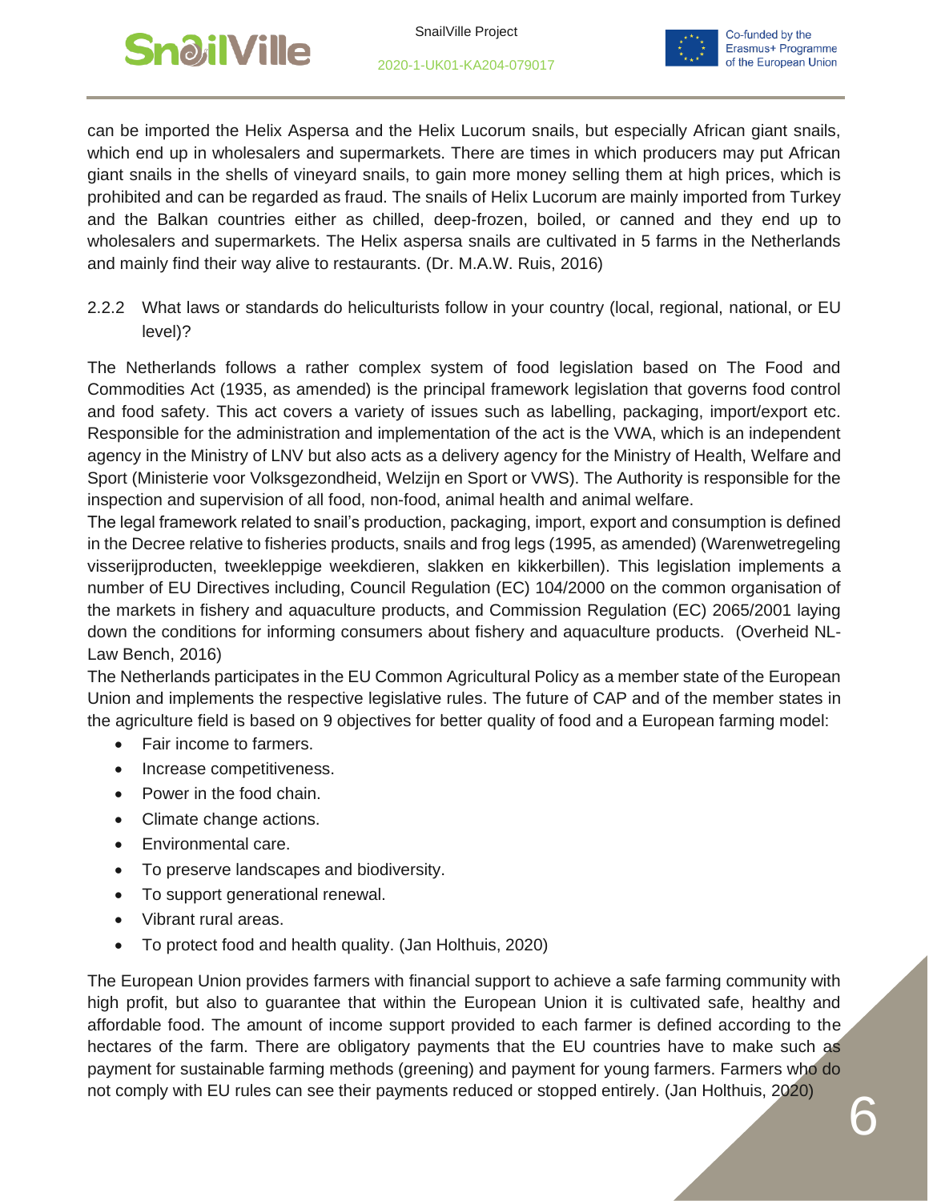can be imported the Helix Aspersa and the Helix Lucorum snails, but especially African giant snails, which end up in wholesalers and supermarkets. There are times in which producers may put African giant snails in the shells of vineyard snails, to gain more money selling them at high prices, which is prohibited and can be regarded as fraud. The snails of Helix Lucorum are mainly imported from Turkey and the Balkan countries either as chilled, deep-frozen, boiled, or canned and they end up to wholesalers and supermarkets. The Helix aspersa snails are cultivated in 5 farms in the Netherlands and mainly find their way alive to restaurants. (Dr. M.A.W. Ruis, 2016)

### 2.2.2 What laws or standards do heliculturists follow in your country (local, regional, national, or EU level)?

The Netherlands follows a rather complex system of food legislation based on The Food and Commodities Act (1935, as amended) is the principal framework legislation that governs food control and food safety. This act covers a variety of issues such as labelling, packaging, import/export etc. Responsible for the administration and implementation of the act is the VWA, which is an independent agency in the Ministry of LNV but also acts as a delivery agency for the Ministry of Health, Welfare and Sport (Ministerie voor Volksgezondheid, Welzijn en Sport or VWS). The Authority is responsible for the inspection and supervision of all food, non-food, animal health and animal welfare.

The legal framework related to snail's production, packaging, import, export and consumption is defined in the Decree relative to fisheries products, snails and frog legs (1995, as amended) (Warenwetregeling visserijproducten, tweekleppige weekdieren, slakken en kikkerbillen). This legislation implements a number of EU Directives including, Council Regulation (EC) 104/2000 on the common organisation of the markets in fishery and aquaculture products, and Commission Regulation (EC) 2065/2001 laying down the conditions for informing consumers about fishery and aquaculture products. (Overheid NL-Law Bench, 2016)

The Netherlands participates in the EU Common Agricultural Policy as a member state of the European Union and implements the respective legislative rules. The future of CAP and of the member states in the agriculture field is based on 9 objectives for better quality of food and a European farming model:

- Fair income to farmers.
- Increase competitiveness.
- Power in the food chain.
- Climate change actions.
- Environmental care.
- To preserve landscapes and biodiversity.
- To support generational renewal.
- Vibrant rural areas.
- To protect food and health quality. (Jan Holthuis, 2020)

The European Union provides farmers with financial support to achieve a safe farming community with high profit, but also to guarantee that within the European Union it is cultivated safe, healthy and affordable food. The amount of income support provided to each farmer is defined according to the hectares of the farm. There are obligatory payments that the EU countries have to make such as payment for sustainable farming methods (greening) and payment for young farmers. Farmers who do not comply with EU rules can see their payments reduced or stopped entirely. (Jan Holthuis, 2020)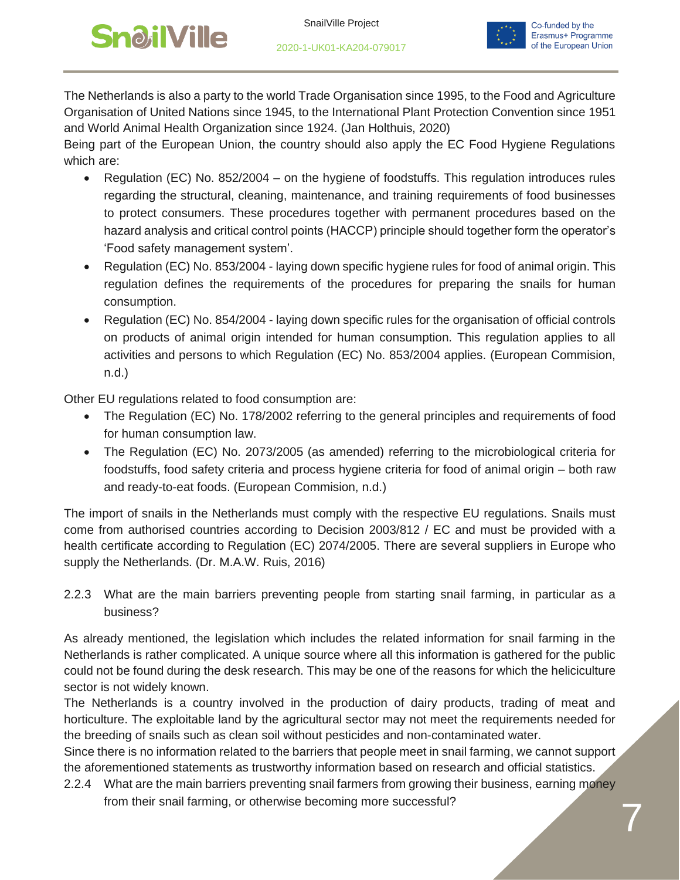The Netherlands is also a party to the world Trade Organisation since 1995, to the Food and Agriculture Organisation of United Nations since 1945, to the International Plant Protection Convention since 1951 and World Animal Health Organization since 1924. (Jan Holthuis, 2020)

Being part of the European Union, the country should also apply the EC Food Hygiene Regulations which are:

- Regulation (EC) No. 852/2004 – on the hygiene of foodstuffs. This regulation introduces rules regarding the structural, cleaning, maintenance, and training requirements of food businesses to protect consumers. These procedures together with permanent procedures based on the hazard analysis and critical control points (HACCP) principle should together form the operator's 'Food safety management system'.
- Regulation (EC) No. 853/2004 - laying down specific hygiene rules for food of animal origin. This regulation defines the requirements of the procedures for preparing the snails for human consumption.
- Regulation (EC) No. 854/2004 - laying down specific rules for the organisation of official controls on products of animal origin intended for human consumption. This regulation applies to all activities and persons to which Regulation (EC) No. 853/2004 applies. (European Commision, n.d.)

Other EU regulations related to food consumption are:

- The Regulation (EC) No. 178/2002 referring to the general principles and requirements of food for human consumption law.
- The Regulation (EC) No. 2073/2005 (as amended) referring to the microbiological criteria for foodstuffs, food safety criteria and process hygiene criteria for food of animal origin – both raw and ready-to-eat foods. (European Commision, n.d.)

The import of snails in the Netherlands must comply with the respective EU regulations. Snails must come from authorised countries according to Decision 2003/812 / EC and must be provided with a health certificate according to Regulation (EC) 2074/2005. There are several suppliers in Europe who supply the Netherlands. (Dr. M.A.W. Ruis, 2016)

### 2.2.3 What are the main barriers preventing people from starting snail farming, in particular as a business?

As already mentioned, the legislation which includes the related information for snail farming in the Netherlands is rather complicated. A unique source where all this information is gathered for the public could not be found during the desk research. This may be one of the reasons for which the heliciculture sector is not widely known.

The Netherlands is a country involved in the production of dairy products, trading of meat and horticulture. The exploitable land by the agricultural sector may not meet the requirements needed for the breeding of snails such as clean soil without pesticides and non-contaminated water.

Since there is no information related to the barriers that people meet in snail farming, we cannot support the aforementioned statements as trustworthy information based on research and official statistics.

### 2.2.4 What are the main barriers preventing snail farmers from growing their business, earning money from their snail farming, or otherwise becoming more successful?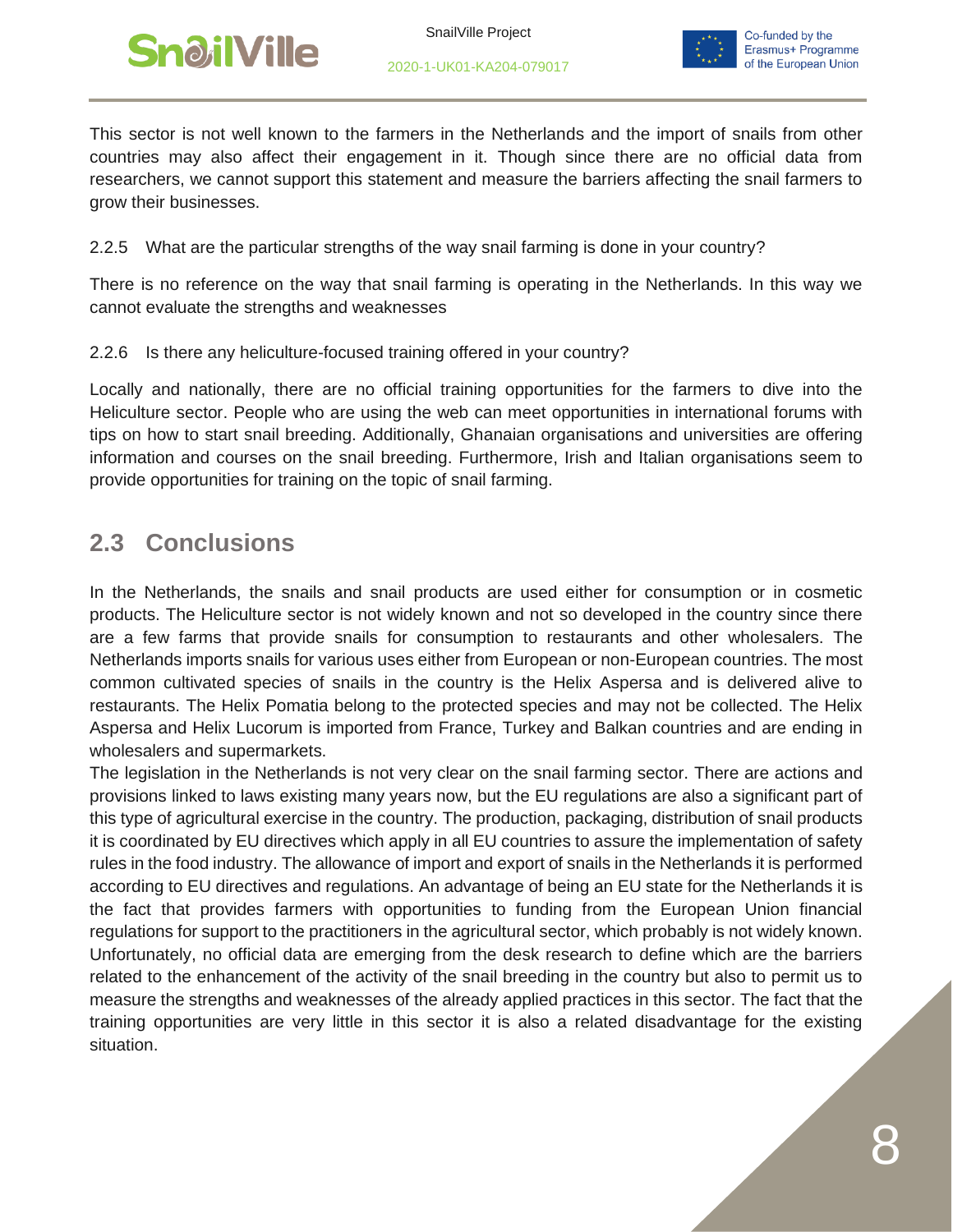This sector is not well known to the farmers in the Netherlands and the import of snails from other countries may also affect their engagement in it. Though since there are no official data from researchers, we cannot support this statement and measure the barriers affecting the snail farmers to grow their businesses.

### 2.2.5 What are the particular strengths of the way snail farming is done in your country?

There is no reference on the way that snail farming is operating in the Netherlands. In this way we cannot evaluate the strengths and weaknesses

### 2.2.6 Is there any heliculture-focused training offered in your country?

Locally and nationally, there are no official training opportunities for the farmers to dive into the Heliculture sector. People who are using the web can meet opportunities in international forums with tips on how to start snail breeding. Additionally, Ghanaian organisations and universities are offering information and courses on the snail breeding. Furthermore, Irish and Italian organisations seem to provide opportunities for training on the topic of snail farming.

## 2.3 Conclusions

In the Netherlands, the snails and snail products are used either for consumption or in cosmetic products. The Heliculture sector is not widely known and not so developed in the country since there are a few farms that provide snails for consumption to restaurants and other wholesalers. The Netherlands imports snails for various uses either from European or non-European countries. The most common cultivated species of snails in the country is the Helix Aspersa and is delivered alive to restaurants. The Helix Pomatia belong to the protected species and may not be collected. The Helix Aspersa and Helix Lucorum is imported from France, Turkey and Balkan countries and are ending in wholesalers and supermarkets.

The legislation in the Netherlands is not very clear on the snail farming sector. There are actions and provisions linked to laws existing many years now, but the EU regulations are also a significant part of this type of agricultural exercise in the country. The production, packaging, distribution of snail products it is coordinated by EU directives which apply in all EU countries to assure the implementation of safety rules in the food industry. The allowance of import and export of snails in the Netherlands it is performed according to EU directives and regulations. An advantage of being an EU state for the Netherlands it is the fact that provides farmers with opportunities to funding from the European Union financial regulations for support to the practitioners in the agricultural sector, which probably is not widely known. Unfortunately, no official data are emerging from the desk research to define which are the barriers related to the enhancement of the activity of the snail breeding in the country but also to permit us to measure the strengths and weaknesses of the already applied practices in this sector. The fact that the training opportunities are very little in this sector it is also a related disadvantage for the existing situation.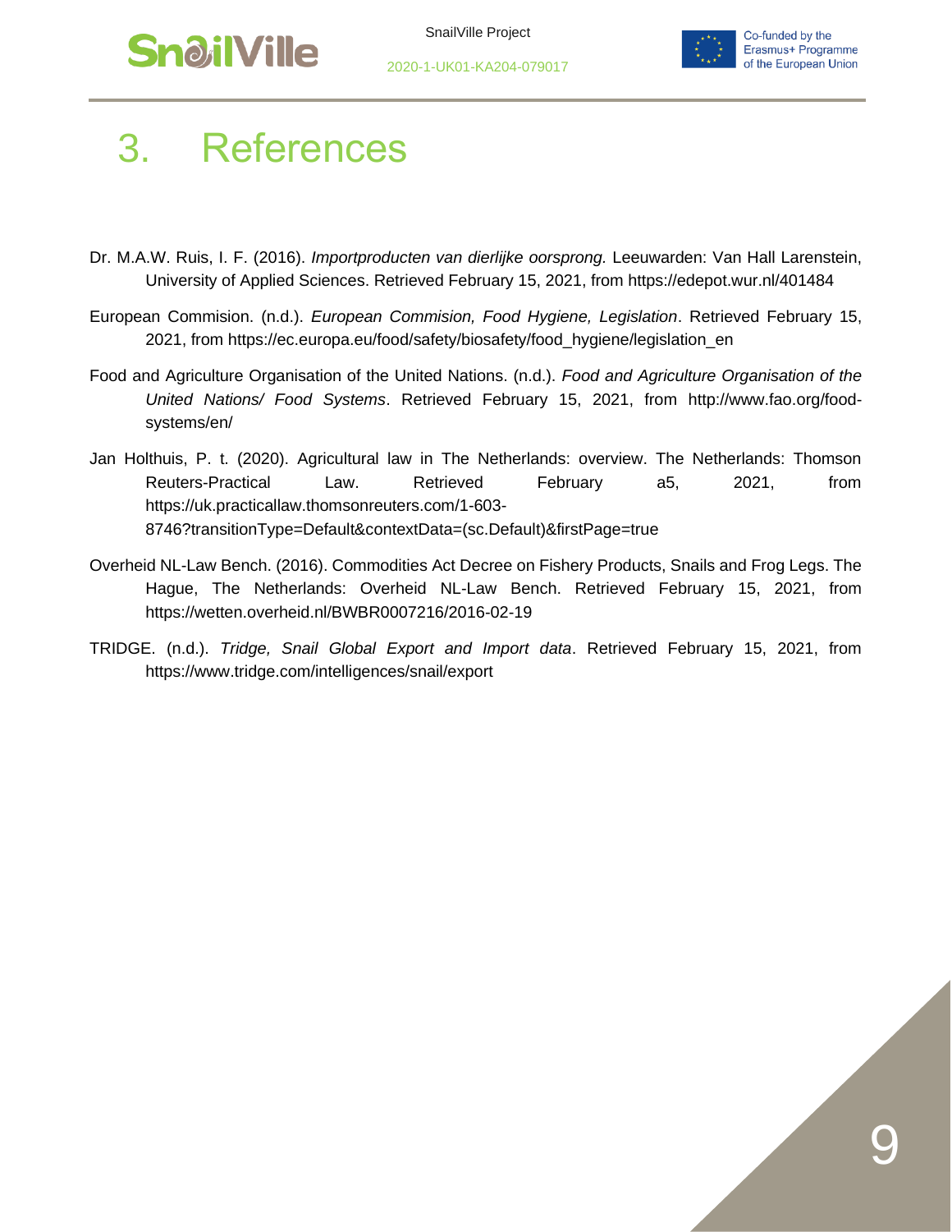# 3. References

Dr. M.A.W. Ruis, I. F. (2016). *Importproducten van dierlijke oorsprong.* Leeuwarden: Van Hall Larenstein, University of Applied Sciences. Retrieved February 15, 2021, from https://edepot.wur.nl/401484

European Commision. (n.d.). *European Commision, Food Hygiene, Legislation*. Retrieved February 15, 2021, from https://ec.europa.eu/food/safety/biosafety/food_hygiene/legislation_en

Food and Agriculture Organisation of the United Nations. (n.d.). *Food and Agriculture Organisation of the United Nations/ Food Systems*. Retrieved February 15, 2021, from http://www.fao.org/food-systems/en/

Jan Holthuis, P. t. (2020). Agricultural law in The Netherlands: overview. The Netherlands: Thomson Reuters-Practical Law. Retrieved February a5, 2021, from https://uk.practicallaw.thomsonreuters.com/1-603-8746?transitionType=Default&contextData=(sc.Default)&firstPage=true

Overheid NL-Law Bench. (2016). Commodities Act Decree on Fishery Products, Snails and Frog Legs. The Hague, The Netherlands: Overheid NL-Law Bench. Retrieved February 15, 2021, from https://wetten.overheid.nl/BWBR0007216/2016-02-19

TRIDGE. (n.d.). *Tridge, Snail Global Export and Import data*. Retrieved February 15, 2021, from https://www.tridge.com/intelligences/snail/export